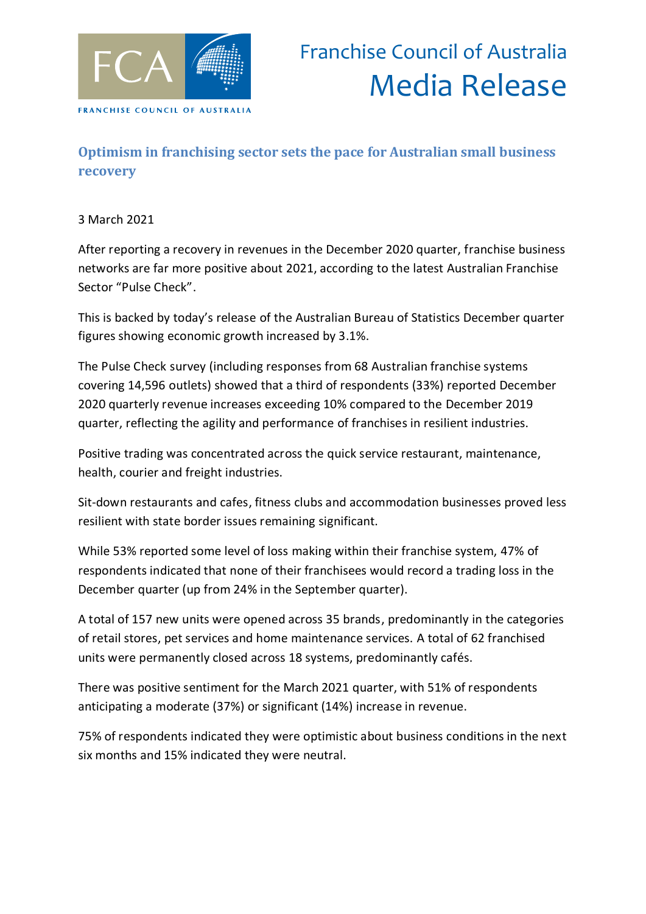Franchise Council of Australia
Media Release

## Optimism in franchising sector sets the pace for Australian small business recovery

3 March 2021

After reporting a recovery in revenues in the December 2020 quarter, franchise business networks are far more positive about 2021, according to the latest Australian Franchise Sector "Pulse Check".

This is backed by today's release of the Australian Bureau of Statistics December quarter figures showing economic growth increased by 3.1%.

The Pulse Check survey (including responses from 68 Australian franchise systems covering 14,596 outlets) showed that a third of respondents (33%) reported December 2020 quarterly revenue increases exceeding 10% compared to the December 2019 quarter, reflecting the agility and performance of franchises in resilient industries.

Positive trading was concentrated across the quick service restaurant, maintenance, health, courier and freight industries.

Sit-down restaurants and cafes, fitness clubs and accommodation businesses proved less resilient with state border issues remaining significant.

While 53% reported some level of loss making within their franchise system, 47% of respondents indicated that none of their franchisees would record a trading loss in the December quarter (up from 24% in the September quarter).

A total of 157 new units were opened across 35 brands, predominantly in the categories of retail stores, pet services and home maintenance services. A total of 62 franchised units were permanently closed across 18 systems, predominantly cafés.

There was positive sentiment for the March 2021 quarter, with 51% of respondents anticipating a moderate (37%) or significant (14%) increase in revenue.

75% of respondents indicated they were optimistic about business conditions in the next six months and 15% indicated they were neutral.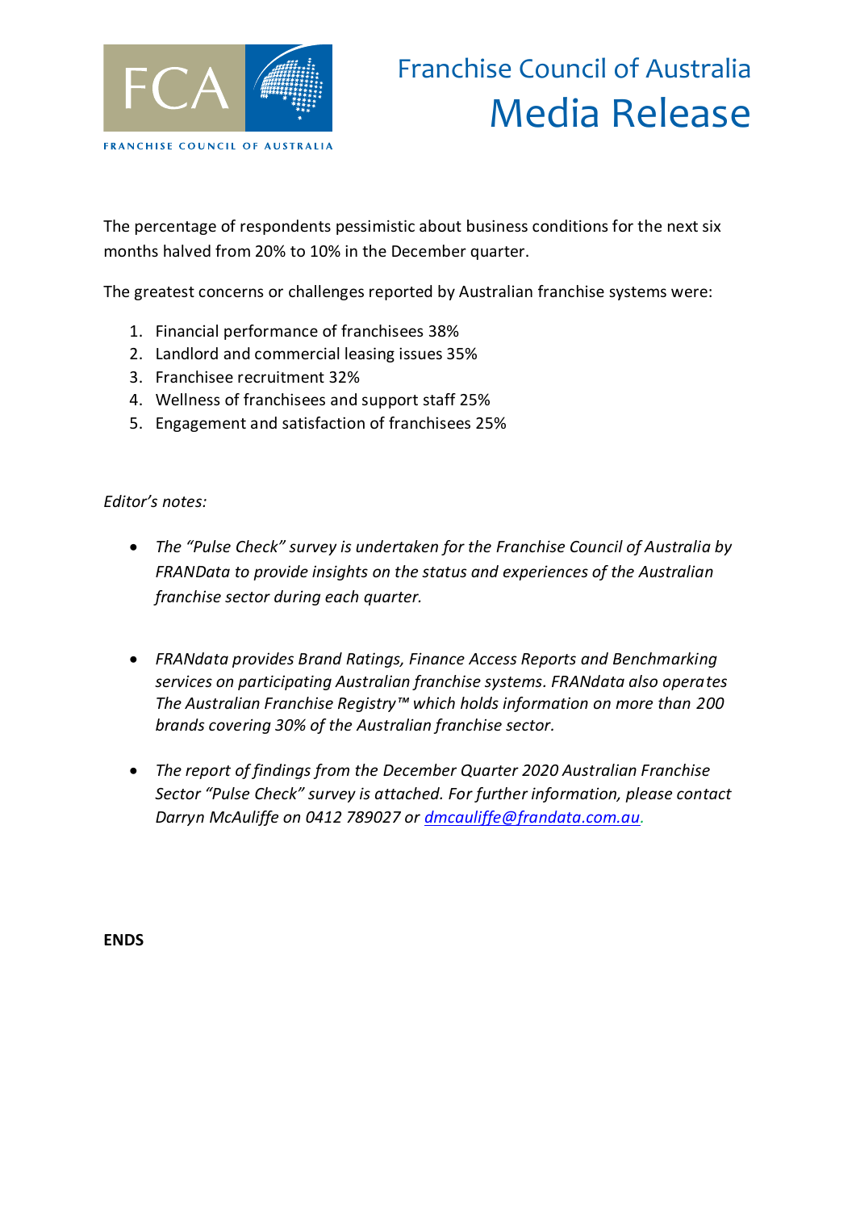Franchise Council of Australia

# Media Release

The percentage of respondents pessimistic about business conditions for the next six months halved from 20% to 10% in the December quarter.

The greatest concerns or challenges reported by Australian franchise systems were:

1. Financial performance of franchisees 38%
2. Landlord and commercial leasing issues 35%
3. Franchisee recruitment 32%
4. Wellness of franchisees and support staff 25%
5. Engagement and satisfaction of franchisees 25%

*Editor's notes:*

- *The "Pulse Check" survey is undertaken for the Franchise Council of Australia by FRANData to provide insights on the status and experiences of the Australian franchise sector during each quarter.*

- *FRANdata provides Brand Ratings, Finance Access Reports and Benchmarking services on participating Australian franchise systems. FRANdata also operates The Australian Franchise Registry™ which holds information on more than 200 brands covering 30% of the Australian franchise sector.*

- *The report of findings from the December Quarter 2020 Australian Franchise Sector "Pulse Check" survey is attached. For further information, please contact Darryn McAuliffe on 0412 789027 or dmcauliffe@frandata.com.au.*

**ENDS**